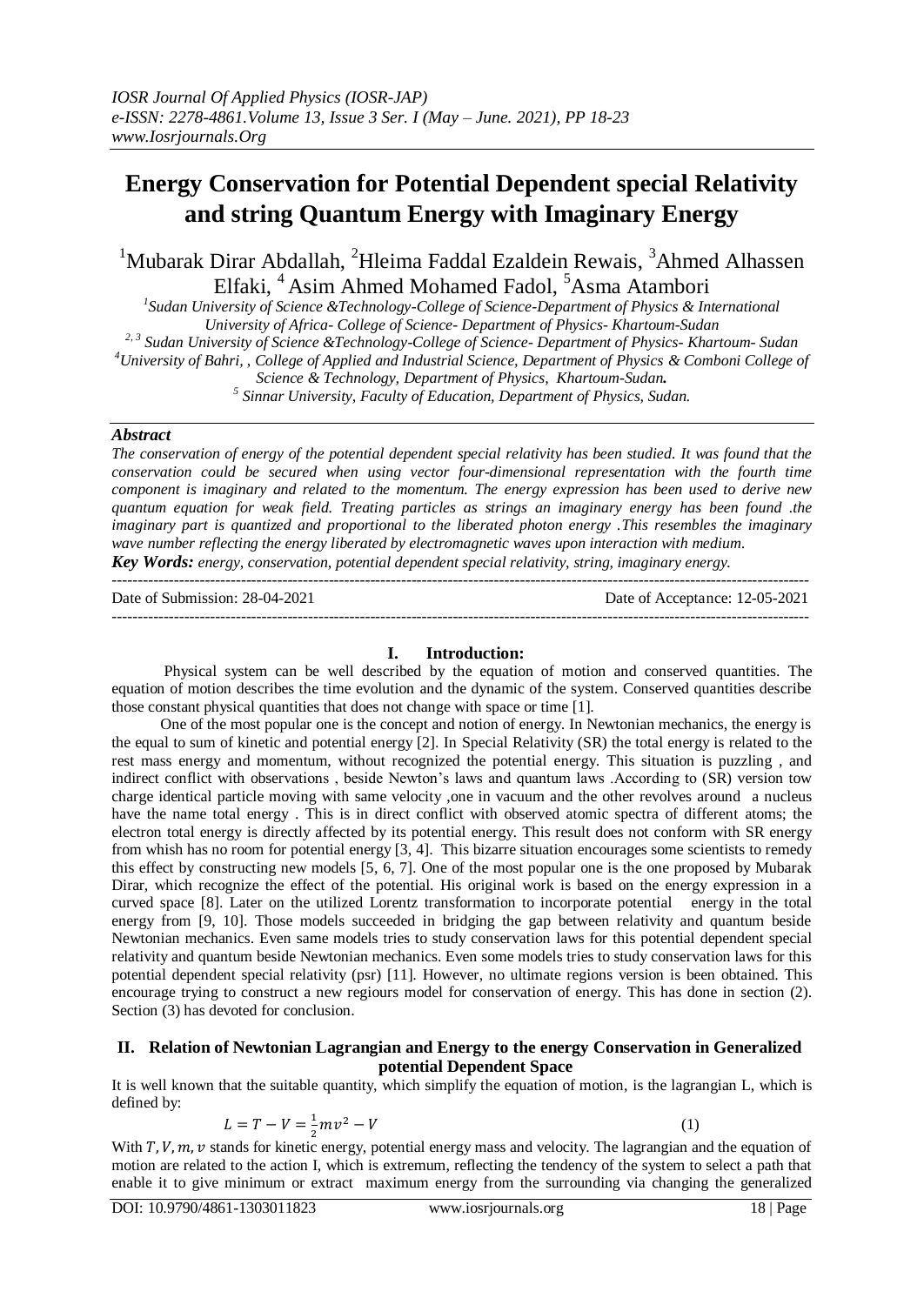# Energy Conservation for Potential Dependent special Relativity and string Quantum Energy with Imaginary Energy

[1]Mubarak Dirar Abdallah, [2]Hleima Faddal Ezaldein Rewais, [3]Ahmed Alhassen Elfaki, [4] Asim Ahmed Mohamed Fadol, [5]Asma Atambori

*[1]Sudan University of Science &Technology-College of Science-Department of Physics & International University of Africa- College of Science- Department of Physics- Khartoum-Sudan*
*[2, 3] Sudan University of Science &Technology-College of Science- Department of Physics- Khartoum- Sudan*
*[4]University of Bahri, , College of Applied and Industrial Science, Department of Physics & Comboni College of Science & Technology, Department of Physics, Khartoum-Sudan.*
*[5] Sinnar University, Faculty of Education, Department of Physics, Sudan.*

### *Abstract*

*The conservation of energy of the potential dependent special relativity has been studied. It was found that the conservation could be secured when using vector four-dimensional representation with the fourth time component is imaginary and related to the momentum. The energy expression has been used to derive new quantum equation for weak field. Treating particles as strings an imaginary energy has been found .the imaginary part is quantized and proportional to the liberated photon energy .This resembles the imaginary wave number reflecting the energy liberated by electromagnetic waves upon interaction with medium.*

***Key Words:*** *energy, conservation, potential dependent special relativity, string, imaginary energy.*

---

Date of Submission: 28-04-2021 Date of Acceptance: 12-05-2021

---

## I. Introduction:

Physical system can be well described by the equation of motion and conserved quantities. The equation of motion describes the time evolution and the dynamic of the system. Conserved quantities describe those constant physical quantities that does not change with space or time [1].

One of the most popular one is the concept and notion of energy. In Newtonian mechanics, the energy is the equal to sum of kinetic and potential energy [2]. In Special Relativity (SR) the total energy is related to the rest mass energy and momentum, without recognized the potential energy. This situation is puzzling , and indirect conflict with observations , beside Newton's laws and quantum laws .According to (SR) version tow charge identical particle moving with same velocity ,one in vacuum and the other revolves around a nucleus have the name total energy . This is in direct conflict with observed atomic spectra of different atoms; the electron total energy is directly affected by its potential energy. This result does not conform with SR energy from whish has no room for potential energy [3, 4]. This bizarre situation encourages some scientists to remedy this effect by constructing new models [5, 6, 7]. One of the most popular one is the one proposed by Mubarak Dirar, which recognize the effect of the potential. His original work is based on the energy expression in a curved space [8]. Later on the utilized Lorentz transformation to incorporate potential energy in the total energy from [9, 10]. Those models succeeded in bridging the gap between relativity and quantum beside Newtonian mechanics. Even same models tries to study conservation laws for this potential dependent special relativity and quantum beside Newtonian mechanics. Even some models tries to study conservation laws for this potential dependent special relativity (psr) [11]. However, no ultimate regions version is been obtained. This encourage trying to construct a new regiours model for conservation of energy. This has done in section (2). Section (3) has devoted for conclusion.

## II. Relation of Newtonian Lagrangian and Energy to the energy Conservation in Generalized potential Dependent Space

It is well known that the suitable quantity, which simplify the equation of motion, is the lagrangian L, which is defined by:

$$L = T - V = \frac{1}{2}mv^2 - V \tag{1}$$

With $T, V, m, v$ stands for kinetic energy, potential energy mass and velocity. The lagrangian and the equation of motion are related to the action I, which is extremum, reflecting the tendency of the system to select a path that enable it to give minimum or extract maximum energy from the surrounding via changing the generalized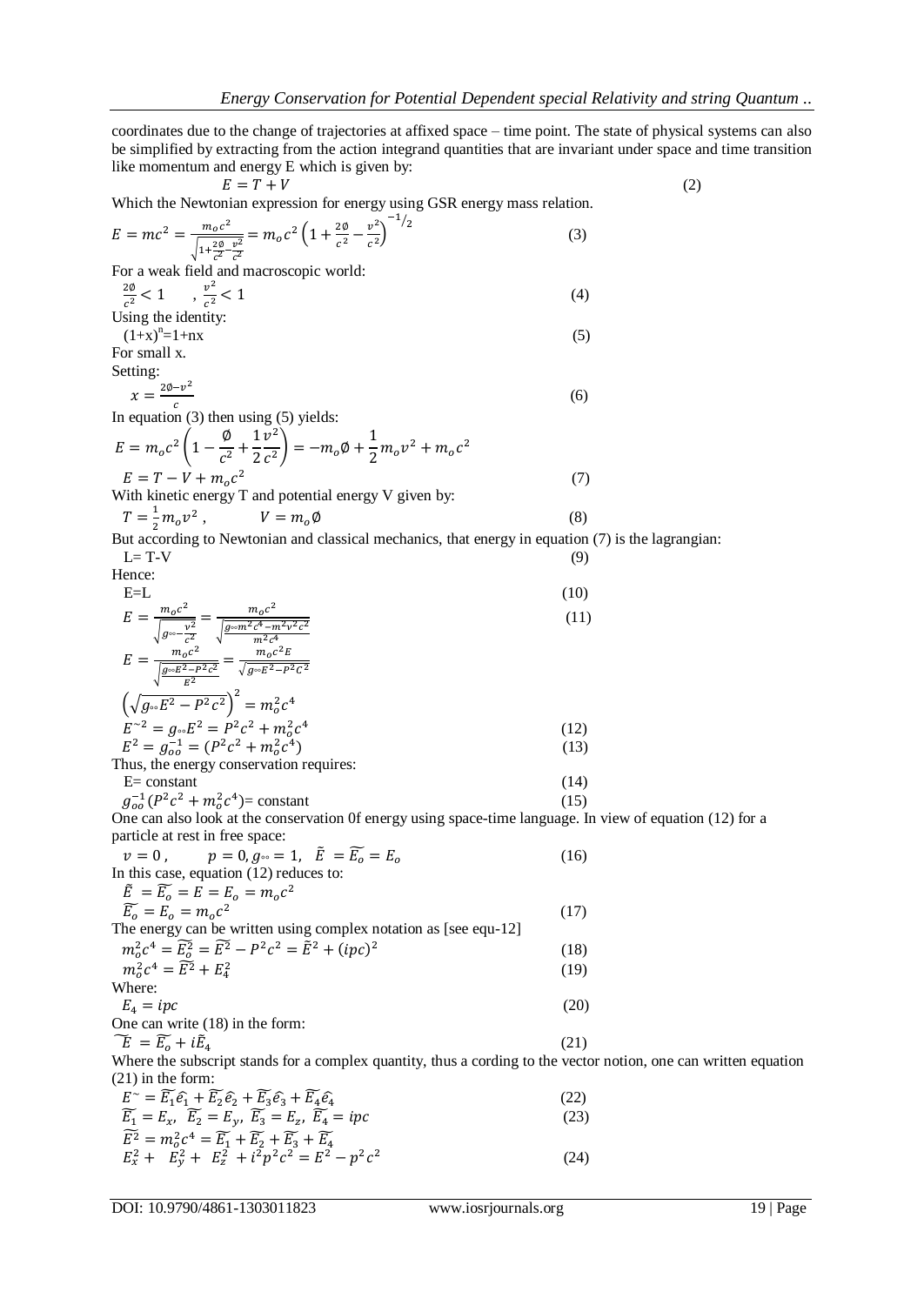coordinates due to the change of trajectories at affixed space – time point. The state of physical systems can also be simplified by extracting from the action integrand quantities that are invariant under space and time transition like momentum and energy E which is given by:

$$E = T + V \tag{2}$$

Which the Newtonian expression for energy using GSR energy mass relation.

$$E = mc^2 = \frac{m_o c^2}{\sqrt{1+\frac{2\emptyset}{c^2}-\frac{v^2}{c^2}}} = m_o c^2 \left(1+\frac{2\emptyset}{c^2}-\frac{v^2}{c^2}\right)^{-1/2} \tag{3}$$

For a weak field and macroscopic world:

$$\frac{2\emptyset}{c^2} < 1 \quad , \frac{v^2}{c^2} < 1 \tag{4}$$

Using the identity:

$$(1+x)^n = 1+nx \tag{5}$$

For small x.

Setting:

$$x = \frac{2\emptyset - v^2}{c} \tag{6}$$

In equation (3) then using (5) yields:

$$E = m_o c^2 \left(1 - \frac{\emptyset}{c^2} + \frac{1}{2}\frac{v^2}{c^2}\right) = -m_o\emptyset + \frac{1}{2}m_o v^2 + m_o c^2$$

$$E = T - V + m_o c^2 \tag{7}$$

With kinetic energy T and potential energy V given by:

$$T = \frac{1}{2}m_o v^2 \,, \qquad V = m_o\emptyset \tag{8}$$

But according to Newtonian and classical mechanics, that energy in equation (7) is the lagrangian:

$$L = T - V \tag{9}$$

Hence:

$$E = L \tag{10}$$

$$E = \frac{m_o c^2}{\sqrt{g_{\circ\circ} - \frac{v^2}{c^2}}} = \frac{m_o c^2}{\sqrt{\frac{g_{\circ\circ} m^2 c^4 - m^2 v^2 c^2}{m^2 c^4}}} \tag{11}$$

$$E = \frac{m_o c^2}{\sqrt{\frac{g_{\circ\circ}E^2 - P^2 c^2}{E^2}}} = \frac{m_o c^2 E}{\sqrt{g_{\circ\circ}E^2 - P^2 C^2}}$$

$$\left(\sqrt{g_{\circ\circ}E^2 - P^2 c^2}\right)^2 = m_o^2 c^4$$

$$E^{\sim 2} = g_{\circ\circ}E^2 = P^2c^2 + m_o^2 c^4 \tag{12}$$

$$E^2 = g_{oo}^{-1} = (P^2c^2 + m_o^2 c^4) \tag{13}$$

Thus, the energy conservation requires:

$$E = \text{constant} \tag{14}$$

$$g_{oo}^{-1}(P^2c^2 + m_o^2 c^4) = \text{constant} \tag{15}$$

One can also look at the conservation 0f energy using space-time language. In view of equation (12) for a particle at rest in free space:

$$v = 0\,, \qquad p = 0, g_{\circ\circ} = 1, \quad \tilde{E} = \widetilde{E_o} = E_o \tag{16}$$

In this case, equation (12) reduces to:

$$\tilde{E} = \widetilde{E_o} = E = E_o = m_o c^2$$

$$\widetilde{E_o} = E_o = m_o c^2 \tag{17}$$

The energy can be written using complex notation as [see equ-12]

$$m_o^2 c^4 = \widetilde{E_o^2} = \widetilde{E^2} - P^2c^2 = \tilde{E}^2 + (ipc)^2 \tag{18}$$

$$m_o^2 c^4 = \widetilde{E^2} + E_4^2 \tag{19}$$

Where:

$$E_4 = ipc \tag{20}$$

One can write (18) in the form:

$$\widetilde{E} = \widetilde{E_o} + i\tilde{E}_4 \tag{21}$$

Where the subscript stands for a complex quantity, thus a cording to the vector notion, one can written equation (21) in the form:

$$E^{\sim} = \widetilde{E_1}\widehat{e_1} + \widetilde{E_2}\widehat{e_2} + \widetilde{E_3}\widehat{e_3} + \widetilde{E_4}\widehat{e_4} \tag{22}$$

$$\widetilde{E_1} = E_x, \ \widetilde{E_2} = E_y, \ \widetilde{E_3} = E_z, \ \widetilde{E_4} = ipc \tag{23}$$

$$\widetilde{E^2} = m_o^2 c^4 = \widetilde{E_1} + \widetilde{E_2} + \widetilde{E_3} + \widetilde{E_4}$$

$$E_x^2 + E_y^2 + E_z^2 + i^2p^2c^2 = E^2 - p^2c^2 \tag{24}$$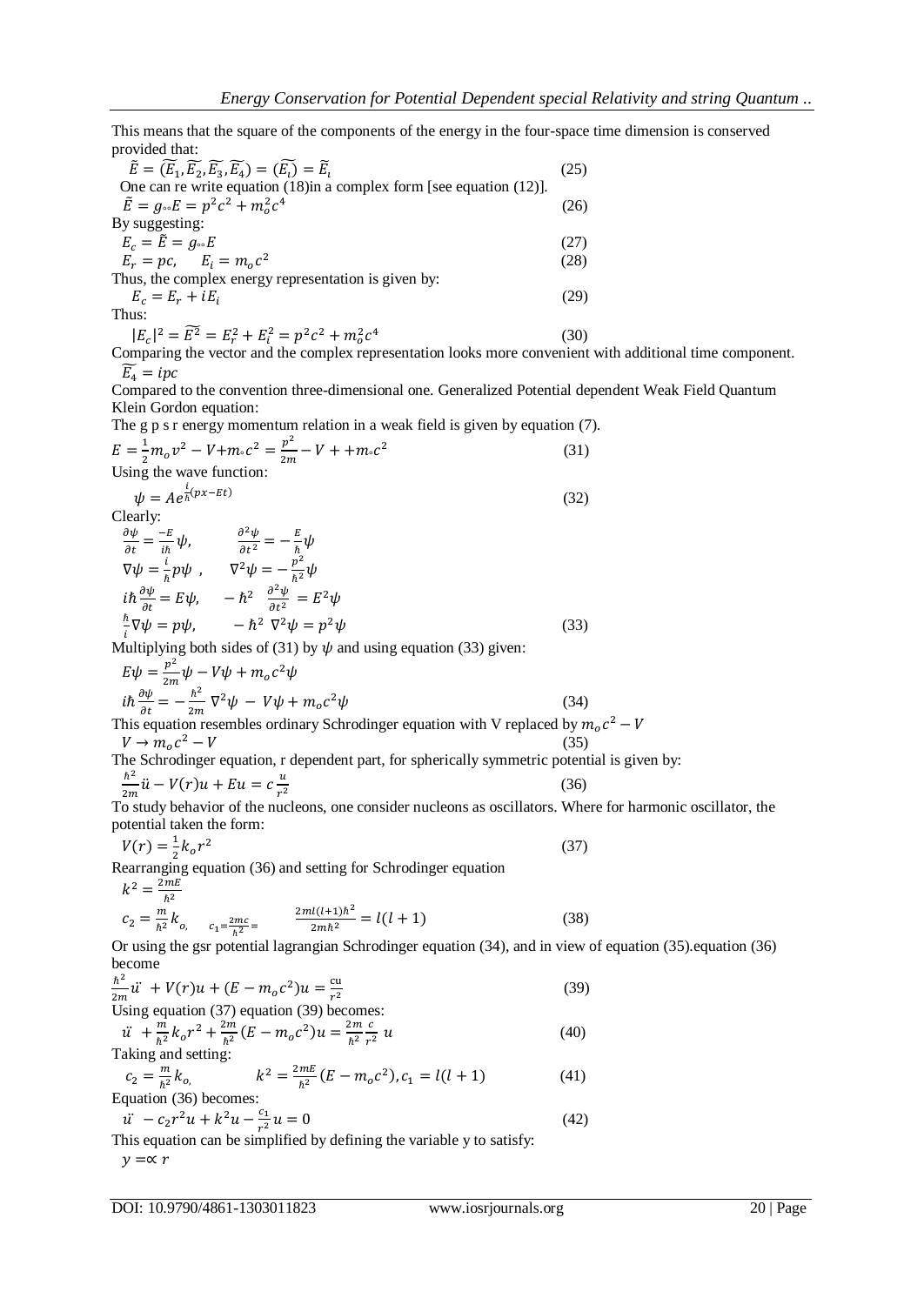This means that the square of the components of the energy in the four-space time dimension is conserved provided that:

$$\tilde{E} = (\widetilde{E_1}, \widetilde{E_2}, \widetilde{E_3}, \widetilde{E_4}) = (\widetilde{E_\iota}) = \widetilde{E}_\iota \quad (25)$$

One can re write equation (18)in a complex form [see equation (12)].

$$\tilde{E} = g_{\circ\circ}E = p^2c^2 + m_o^2c^4 \quad (26)$$

By suggesting:

$$E_c = \tilde{E} = g_{\circ\circ}E \quad (27)$$

$$E_r = pc, \quad E_i = m_oc^2 \quad (28)$$

Thus, the complex energy representation is given by:

$$E_c = E_r + iE_i \quad (29)$$

Thus:

$$|E_c|^2 = \widetilde{E^2} = E_r^2 + E_i^2 = p^2c^2 + m_o^2c^4 \quad (30)$$

Comparing the vector and the complex representation looks more convenient with additional time component.

$$\widetilde{E_4} = ipc$$

Compared to the convention three-dimensional one. Generalized Potential dependent Weak Field Quantum Klein Gordon equation:

The g p s r energy momentum relation in a weak field is given by equation (7).

$$E = \frac{1}{2}m_ov^2 - V + m_\circ c^2 = \frac{p^2}{2m} - V + +m_\circ c^2 \quad (31)$$

Using the wave function:

$$\psi = Ae^{\frac{i}{\hbar}(px-Et)} \quad (32)$$

Clearly:

$$\frac{\partial\psi}{\partial t} = \frac{-E}{i\hbar}\psi, \qquad \frac{\partial^2\psi}{\partial t^2} = -\frac{E}{\hbar}\psi$$

$$\nabla\psi = \frac{i}{\hbar}p\psi, \qquad \nabla^2\psi = -\frac{p^2}{\hbar^2}\psi$$

$$i\hbar\frac{\partial\psi}{\partial t} = E\psi, \qquad -\hbar^2\frac{\partial^2\psi}{\partial t^2} = E^2\psi$$

$$\frac{\hbar}{i}\nabla\psi = p\psi, \qquad -\hbar^2\nabla^2\psi = p^2\psi \quad (33)$$

Multiplying both sides of (31) by $\psi$ and using equation (33) given:

$$E\psi = \frac{p^2}{2m}\psi - V\psi + m_oc^2\psi$$

$$i\hbar\frac{\partial\psi}{\partial t} = -\frac{\hbar^2}{2m}\nabla^2\psi - V\psi + m_oc^2\psi \quad (34)$$

This equation resembles ordinary Schrodinger equation with V replaced by $m_oc^2 - V$

$$V \to m_oc^2 - V \quad (35)$$

The Schrodinger equation, r dependent part, for spherically symmetric potential is given by:

$$\frac{\hbar^2}{2m}\ddot{u} - V(r)u + Eu = c\frac{u}{r^2} \quad (36)$$

To study behavior of the nucleons, one consider nucleons as oscillators. Where for harmonic oscillator, the potential taken the form:

$$V(r) = \frac{1}{2}k_or^2 \quad (37)$$

Rearranging equation (36) and setting for Schrodinger equation

$$k^2 = \frac{2mE}{\hbar^2}$$

$$c_2 = \frac{m}{\hbar^2}k_{o,} \quad c_1 = \frac{2mc}{\hbar^2} = \quad \frac{2ml(l+1)\hbar^2}{2m\hbar^2} = l(l+1) \quad (38)$$

Or using the gsr potential lagrangian Schrodinger equation (34), and in view of equation (35).equation (36) become

$$\frac{\hbar^2}{2m}\ddot{u} + V(r)u + (E - m_oc^2)u = \frac{cu}{r^2} \quad (39)$$

Using equation (37) equation (39) becomes:

$$\ddot{u} + \frac{m}{\hbar^2}k_or^2 + \frac{2m}{\hbar^2}(E - m_oc^2)u = \frac{2m}{\hbar^2}\frac{c}{r^2}u \quad (40)$$

Taking and setting:

$$c_2 = \frac{m}{\hbar^2}k_{o,} \qquad k^2 = \frac{2mE}{\hbar^2}(E - m_oc^2), c_1 = l(l+1) \quad (41)$$

Equation (36) becomes:

$$\ddot{u} - c_2r^2u + k^2u - \frac{c_1}{r^2}u = 0 \quad (42)$$

This equation can be simplified by defining the variable y to satisfy:

$$y = \propto r$$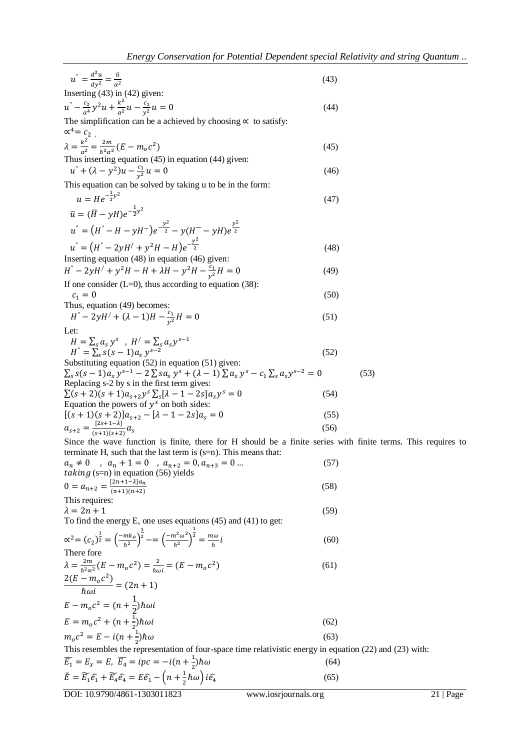$$u'' = \frac{d^2u}{dy^2} = \frac{\ddot{u}}{\alpha^2} \tag{43}$$

Inserting (43) in (42) given:

$$u'' - \frac{c_2}{\alpha^4}y^2u + \frac{k^2}{\alpha^2}u - \frac{c_1}{y^2}u = 0 \tag{44}$$

The simplification can be a achieved by choosing $\propto$ to satisfy:

$\propto^4 = c_2$ ,

$$\lambda = \frac{k^2}{\alpha^2} = \frac{2m}{\hbar^2\alpha^2}(E - m_o c^2) \tag{45}$$

Thus inserting equation (45) in equation (44) given:

$$u'' + (\lambda - y^2)u - \frac{c_1}{y^2}u = 0 \tag{46}$$

This equation can be solved by taking u to be in the form:

$$u = He^{-\frac{1}{2}y^2} \tag{47}$$

$$\bar{u} = (\bar{H} - yH)e^{-\frac{1}{2}y^2}$$

$$u'' = \left(H'' - H - yH^{-}\right)e^{-\frac{y^2}{2}} - y(H^{-} - yH)e^{\frac{y^2}{2}}$$

$$u'' = \left(H'' - 2yH' + y^2H - H\right)e^{-\frac{y^2}{2}} \tag{48}$$

Inserting equation (48) in equation (46) given:

$$H'' - 2yH' + y^2H - H + \lambda H - y^2H - \frac{c_1}{y^2}H = 0 \tag{49}$$

If one consider (L=0), thus according to equation (38):

$$c_1 = 0 \tag{50}$$

Thus, equation (49) becomes:

$$H'' - 2yH' + (\lambda - 1)H - \frac{c_1}{y^2}H = 0 \tag{51}$$

Let:

$$H = \sum_s a_s\, y^s \ \ ,\ H' = \sum_s a_s y^{s-1}$$

$$H'' = \sum_s s(s-1)a_s\, y^{s-2} \tag{52}$$

Substituting equation (52) in equation (51) given:

$$\sum_s s(s-1)a_s\, y^{s-1} - 2\sum s a_s\, y^s + (\lambda - 1)\sum a_s\, y^s - c_1\sum_s a_s y^{s-2} = 0 \tag{53}$$

Replacing s-2 by s in the first term gives:

$$\sum (s+2)(s+1)a_{s+2}y^s \sum_s[\lambda - 1 - 2s]a_s y^s = 0 \tag{54}$$

Equation the powers of $y^s$ on both sides:

$$[(s+1)(s+2)]a_{s+2} - [\lambda - 1 - 2s]a_s = 0 \tag{55}$$

$$a_{s+2} = \frac{[2s+1-\lambda]}{(s+1)(s+2)}a_s \tag{56}$$

Since the wave function is finite, there for H should be a finite series with finite terms. This requires to terminate H, such that the last term is (s=n). This means that:

$$a_n \neq 0 \quad ,\ a_n + 1 = 0 \quad ,\ a_{n+2} = 0, a_{n+3} = 0 \ldots \tag{57}$$

*taking* (s=n) in equation (56) yields

$$0 = a_{n+2} = \frac{[2n+1-\lambda]a_n}{(n+1)(n+2)} \tag{58}$$

This requires:

$$\lambda = 2n + 1 \tag{59}$$

To find the energy E, one uses equations (45) and (41) to get:

$$\propto^2 = (c_2)^{\frac{1}{2}} = \left(\frac{-mk_o}{\hbar^2}\right)^{\frac{1}{2}} - = \left(\frac{-m^2\omega^2}{\hbar^2}\right)^{\frac{1}{2}} = \frac{m\omega}{\hbar}i \tag{60}$$

There fore

$$\lambda = \frac{2m}{\hbar^2\propto^2}(E - m_o c^2) = \frac{2}{\hbar\omega i} = (E - m_o c^2) \tag{61}$$

$$\frac{2(E - m_o c^2)}{\hbar\omega i} = (2n+1)$$

$$E - m_o c^2 = (n + \frac{1}{2})\hbar\omega i$$

$$E = m_o c^2 + (n + \frac{1}{2})\hbar\omega i \tag{62}$$

$$m_o c^2 = E - i(n + \frac{1}{2})\hbar\omega \tag{63}$$

This resembles the representation of four-space time relativistic energy in equation (22) and (23) with:

$$\widetilde{E_1} = E_x = E,\ \widetilde{E_4} = ipc = -i(n + \frac{1}{2})\hbar\omega \tag{64}$$

$$\tilde{E} = \widetilde{E_1}\widehat{e_1} + \widetilde{E_4}\widehat{e_4} = E\widehat{e_1} - \left(n + \frac{1}{2}\hbar\omega\right)i\widehat{e_4} \tag{65}$$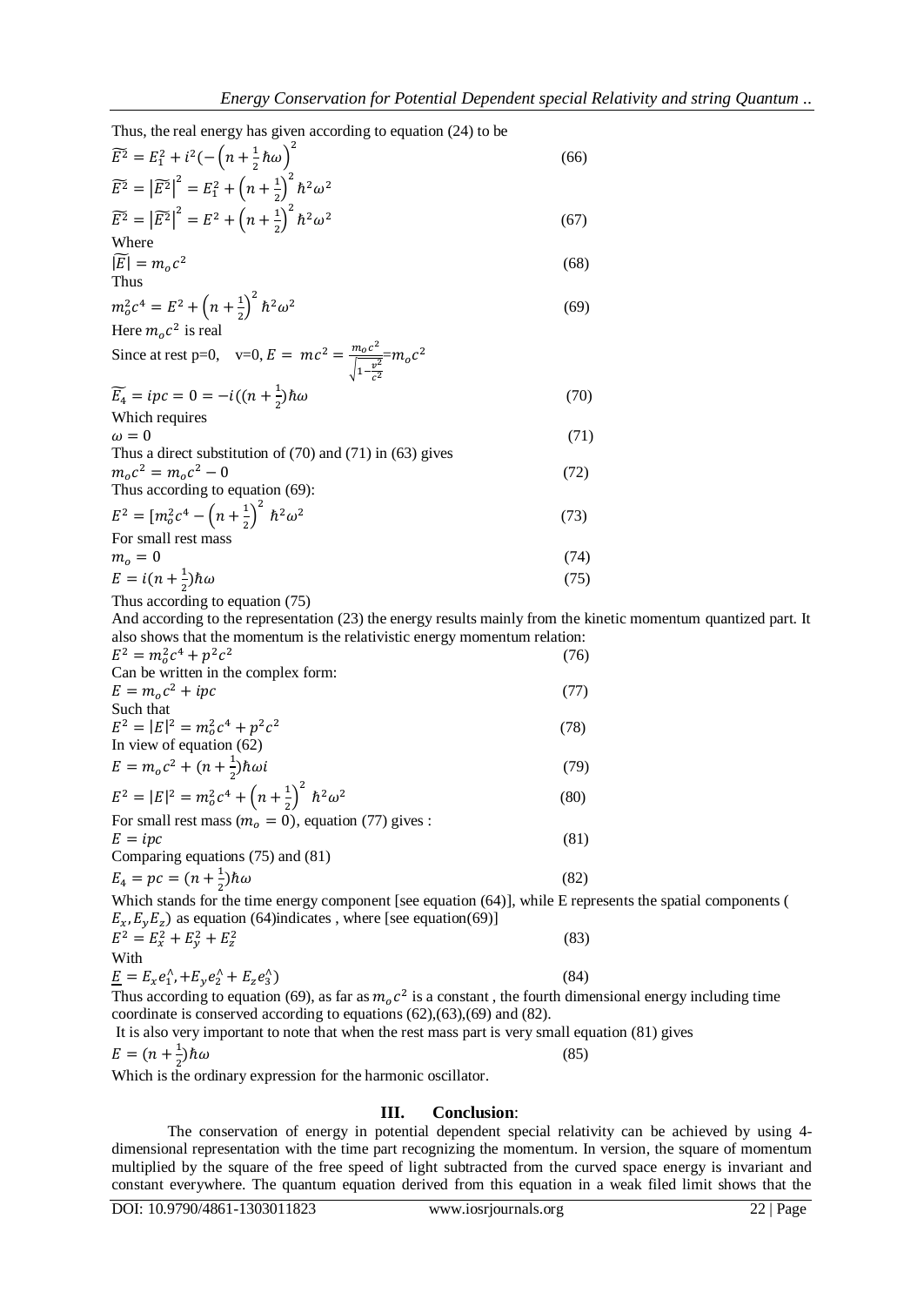Thus, the real energy has given according to equation (24) to be

$$\widetilde{E^2} = E_1^2 + i^2\left(-\left(n+\frac{1}{2}\hbar\omega\right)^2\right. \quad (66)$$

$$\widetilde{E^2} = \left|\widetilde{E^2}\right|^2 = E_1^2 + \left(n+\frac{1}{2}\right)^2 \hbar^2\omega^2$$

$$\widetilde{E^2} = \left|\widetilde{E^2}\right|^2 = E^2 + \left(n+\frac{1}{2}\right)^2 \hbar^2\omega^2 \quad (67)$$

Where

$$|\widetilde{E}| = m_o c^2 \quad (68)$$

Thus

$$m_o^2 c^4 = E^2 + \left(n+\frac{1}{2}\right)^2 \hbar^2\omega^2 \quad (69)$$

Here $m_o c^2$ is real

Since at rest p=0, v=0, $E = mc^2 = \frac{m_o c^2}{\sqrt{1-\frac{v^2}{c^2}}} = m_o c^2$

$$\widetilde{E_4} = ipc = 0 = -i((n+\frac{1}{2})\hbar\omega \quad (70)$$

Which requires

$$\omega = 0 \quad (71)$$

Thus a direct substitution of (70) and (71) in (63) gives

$$m_o c^2 = m_o c^2 - 0 \quad (72)$$

Thus according to equation (69):

$$E^2 = [m_o^2 c^4 - \left(n+\frac{1}{2}\right)^2 \hbar^2\omega^2 \quad (73)$$

For small rest mass

$$m_o = 0 \quad (74)$$

$$E = i(n+\frac{1}{2})\hbar\omega \quad (75)$$

Thus according to equation (75)

And according to the representation (23) the energy results mainly from the kinetic momentum quantized part. It also shows that the momentum is the relativistic energy momentum relation:

$$E^2 = m_o^2 c^4 + p^2 c^2 \quad (76)$$

Can be written in the complex form:

$$E = m_o c^2 + ipc \quad (77)$$

Such that

$$E^2 = |E|^2 = m_o^2 c^4 + p^2 c^2 \quad (78)$$

In view of equation (62)

$$E = m_o c^2 + (n+\frac{1}{2})\hbar\omega i \quad (79)$$

$$E^2 = |E|^2 = m_o^2 c^4 + \left(n+\frac{1}{2}\right)^2 \hbar^2\omega^2 \quad (80)$$

For small rest mass ($m_o = 0$), equation (77) gives :

$$E = ipc \quad (81)$$

Comparing equations (75) and (81)

$$E_4 = pc = (n+\frac{1}{2})\hbar\omega \quad (82)$$

Which stands for the time energy component [see equation (64)], while E represents the spatial components ( $E_x, E_y E_z$) as equation (64)indicates , where [see equation(69)]

$$E^2 = E_x^2 + E_y^2 + E_z^2 \quad (83)$$

With

$$\underline{E} = E_x e_1^{\wedge}, +E_y e_2^{\wedge} + E_z e_3^{\wedge}) \quad (84)$$

Thus according to equation (69), as far as $m_o c^2$ is a constant , the fourth dimensional energy including time coordinate is conserved according to equations (62),(63),(69) and (82).

It is also very important to note that when the rest mass part is very small equation (81) gives

$$E = (n+\frac{1}{2})\hbar\omega \quad (85)$$

Which is the ordinary expression for the harmonic oscillator.

## III. Conclusion:

The conservation of energy in potential dependent special relativity can be achieved by using 4-dimensional representation with the time part recognizing the momentum. In version, the square of momentum multiplied by the square of the free speed of light subtracted from the curved space energy is invariant and constant everywhere. The quantum equation derived from this equation in a weak filed limit shows that the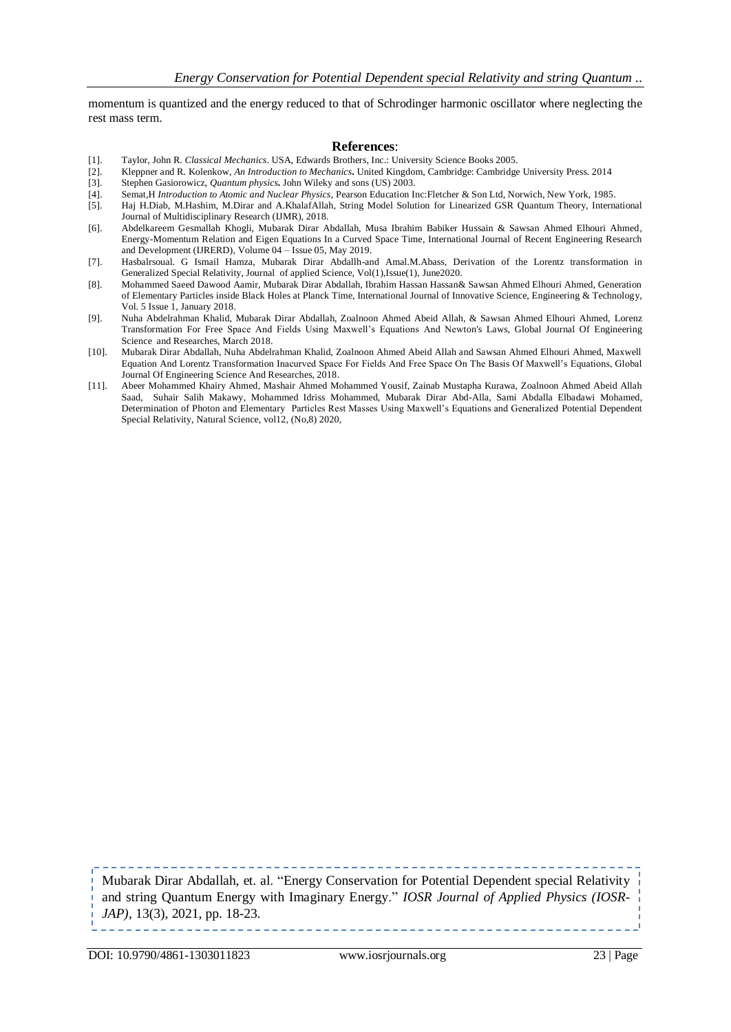momentum is quantized and the energy reduced to that of Schrodinger harmonic oscillator where neglecting the rest mass term.

## References:

[1]. Taylor, John R. *Classical Mechanics*. USA, Edwards Brothers, Inc.: University Science Books 2005.

[2]. Kleppner and R. Kolenkow, *An Introduction to Mechanics*. United Kingdom, Cambridge: Cambridge University Press. 2014

[3]. Stephen Gasiorowicz, *Quantum physics*. John Wileky and sons (US) 2003.

[4]. Semat,H *Introduction to Atomic and Nuclear Physics*, Pearson Education Inc:Fletcher & Son Ltd, Norwich, New York, 1985.

[5]. Haj H.Diab, M.Hashim, M.Dirar and A.KhalafAllah, String Model Solution for Linearized GSR Quantum Theory, International Journal of Multidisciplinary Research (IJMR), 2018.

[6]. Abdelkareem Gesmallah Khogli, Mubarak Dirar Abdallah, Musa Ibrahim Babiker Hussain & Sawsan Ahmed Elhouri Ahmed, Energy-Momentum Relation and Eigen Equations In a Curved Space Time, International Journal of Recent Engineering Research and Development (IJRERD), Volume 04 – Issue 05, May 2019.

[7]. Hasbalrsoual. G Ismail Hamza, Mubarak Dirar Abdallh-and Amal.M.Abass, Derivation of the Lorentz transformation in Generalized Special Relativity, Journal of applied Science, Vol(1),Issue(1), June2020.

[8]. Mohammed Saeed Dawood Aamir, Mubarak Dirar Abdallah, Ibrahim Hassan Hassan& Sawsan Ahmed Elhouri Ahmed, Generation of Elementary Particles inside Black Holes at Planck Time, International Journal of Innovative Science, Engineering & Technology, Vol. 5 Issue 1, January 2018.

[9]. Nuha Abdelrahman Khalid, Mubarak Dirar Abdallah, Zoalnoon Ahmed Abeid Allah, & Sawsan Ahmed Elhouri Ahmed, Lorenz Transformation For Free Space And Fields Using Maxwell's Equations And Newton's Laws, Global Journal Of Engineering Science and Researches, March 2018.

[10]. Mubarak Dirar Abdallah, Nuha Abdelrahman Khalid, Zoalnoon Ahmed Abeid Allah and Sawsan Ahmed Elhouri Ahmed, Maxwell Equation And Lorentz Transformation Inacurved Space For Fields And Free Space On The Basis Of Maxwell's Equations, Global Journal Of Engineering Science And Researches, 2018.

[11]. Abeer Mohammed Khairy Ahmed, Mashair Ahmed Mohammed Yousif, Zainab Mustapha Kurawa, Zoalnoon Ahmed Abeid Allah Saad, Suhair Salih Makawy, Mohammed Idriss Mohammed, Mubarak Dirar Abd-Alla, Sami Abdalla Elbadawi Mohamed, Determination of Photon and Elementary Particles Rest Masses Using Maxwell's Equations and Generalized Potential Dependent Special Relativity, Natural Science, vol12, (No,8) 2020,

Mubarak Dirar Abdallah, et. al. "Energy Conservation for Potential Dependent special Relativity and string Quantum Energy with Imaginary Energy." *IOSR Journal of Applied Physics (IOSR-JAP)*, 13(3), 2021, pp. 18-23.